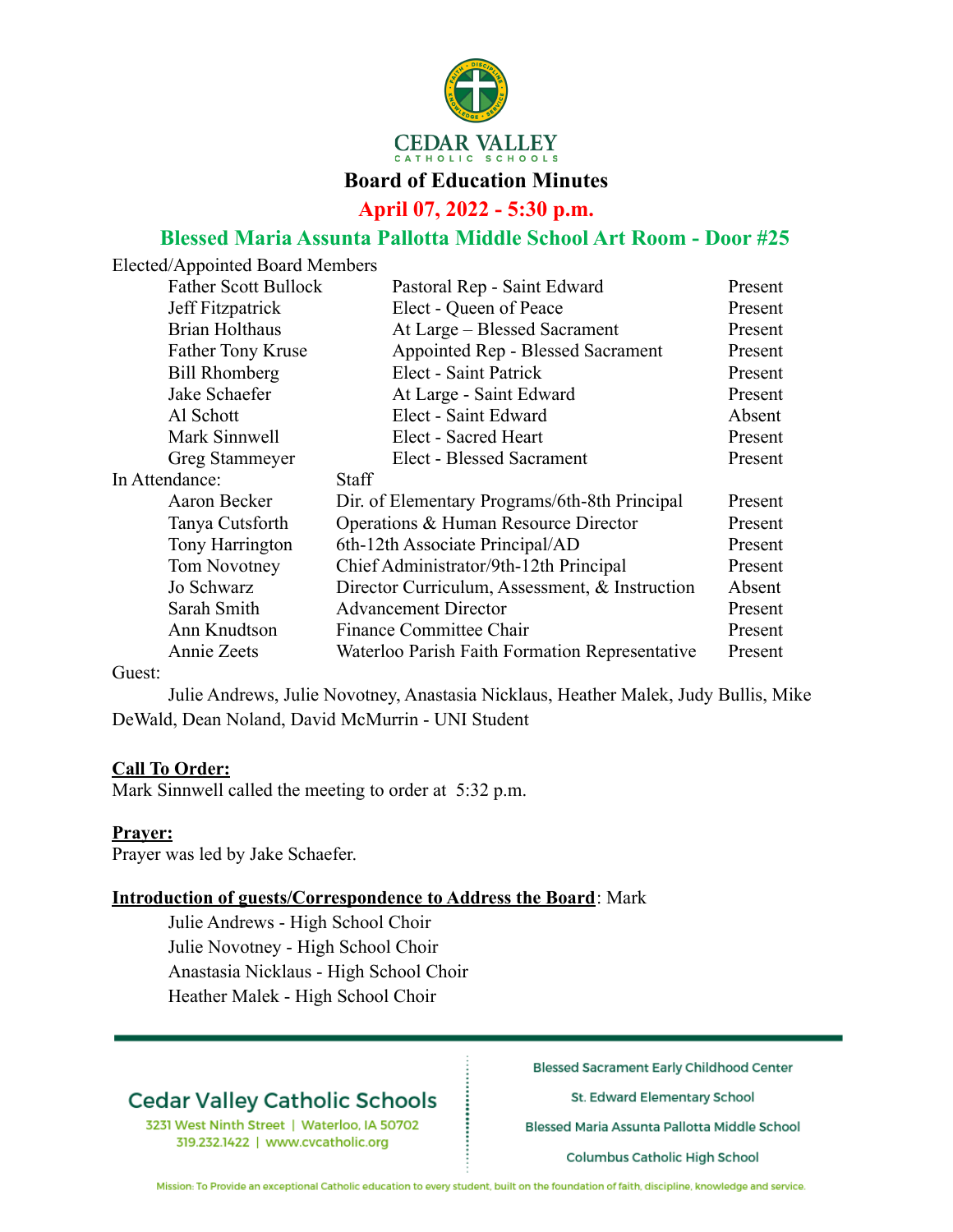# CEDAR VALLEY
CATHOLIC SCHOOLS

## Board of Education Minutes

**April 07, 2022 - 5:30 p.m.**

**Blessed Maria Assunta Pallotta Middle School Art Room - Door #25**

Elected/Appointed Board Members

| Name | Role | Attendance |
|---|---|---|
| Father Scott Bullock | Pastoral Rep - Saint Edward | Present |
| Jeff Fitzpatrick | Elect - Queen of Peace | Present |
| Brian Holthaus | At Large – Blessed Sacrament | Present |
| Father Tony Kruse | Appointed Rep - Blessed Sacrament | Present |
| Bill Rhomberg | Elect - Saint Patrick | Present |
| Jake Schaefer | At Large - Saint Edward | Present |
| Al Schott | Elect - Saint Edward | Absent |
| Mark Sinnwell | Elect - Sacred Heart | Present |
| Greg Stammeyer | Elect - Blessed Sacrament | Present |

In Attendance:

| Name | Staff | Attendance |
|---|---|---|
| Aaron Becker | Dir. of Elementary Programs/6th-8th Principal | Present |
| Tanya Cutsforth | Operations & Human Resource Director | Present |
| Tony Harrington | 6th-12th Associate Principal/AD | Present |
| Tom Novotney | Chief Administrator/9th-12th Principal | Present |
| Jo Schwarz | Director Curriculum, Assessment, & Instruction | Absent |
| Sarah Smith | Advancement Director | Present |
| Ann Knudtson | Finance Committee Chair | Present |
| Annie Zeets | Waterloo Parish Faith Formation Representative | Present |

Guest:

Julie Andrews, Julie Novotney, Anastasia Nicklaus, Heather Malek, Judy Bullis, Mike DeWald, Dean Noland, David McMurrin - UNI Student

**Call To Order:**

Mark Sinnwell called the meeting to order at 5:32 p.m.

**Prayer:**

Prayer was led by Jake Schaefer.

**Introduction of guests/Correspondence to Address the Board**: Mark

- Julie Andrews - High School Choir
- Julie Novotney - High School Choir
- Anastasia Nicklaus - High School Choir
- Heather Malek - High School Choir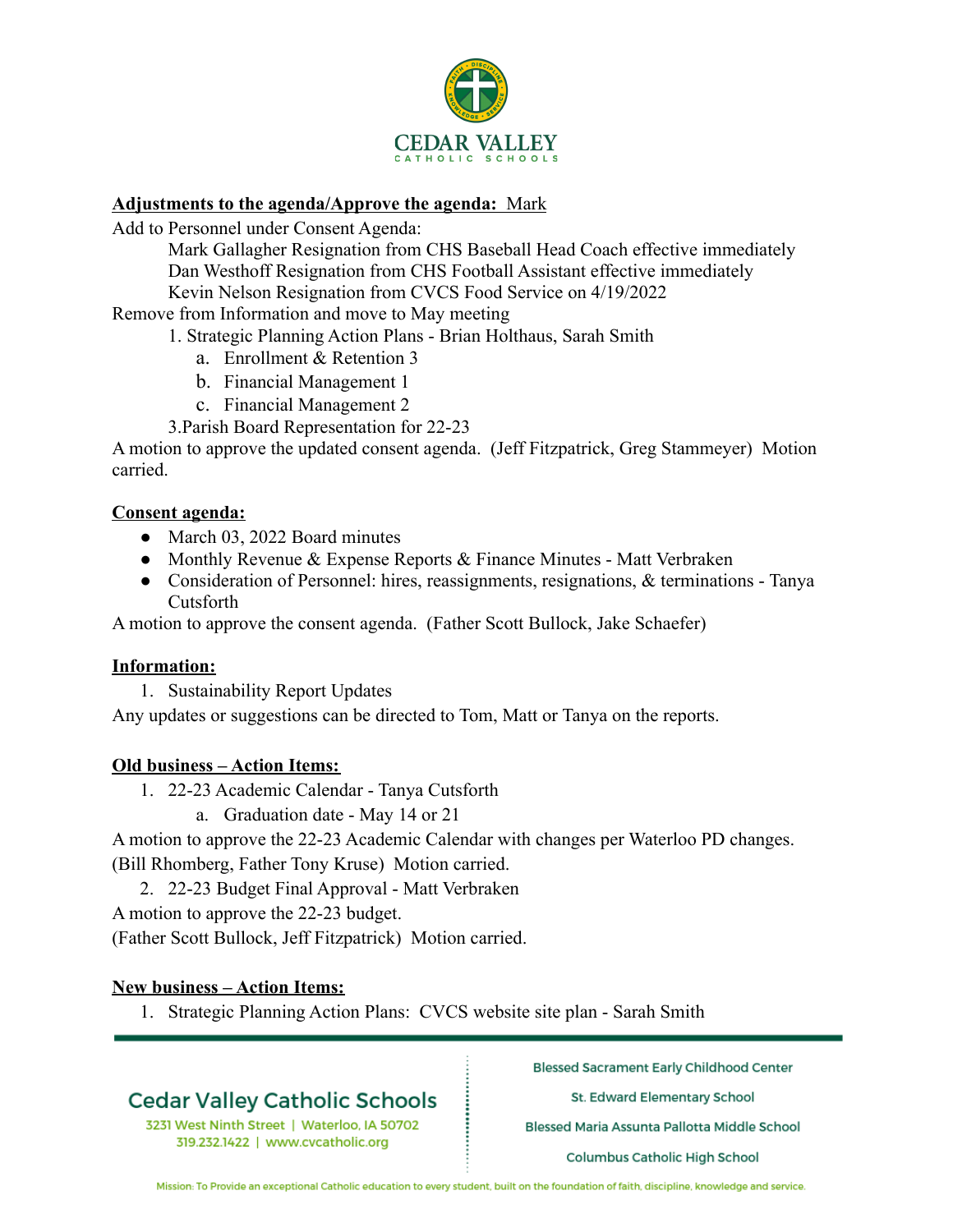**Adjustments to the agenda/Approve the agenda:** Mark

Add to Personnel under Consent Agenda:

Mark Gallagher Resignation from CHS Baseball Head Coach effective immediately
Dan Westhoff Resignation from CHS Football Assistant effective immediately
Kevin Nelson Resignation from CVCS Food Service on 4/19/2022

Remove from Information and move to May meeting

1. Strategic Planning Action Plans - Brian Holthaus, Sarah Smith
    a. Enrollment & Retention 3
    b. Financial Management 1
    c. Financial Management 2

3.Parish Board Representation for 22-23

A motion to approve the updated consent agenda. (Jeff Fitzpatrick, Greg Stammeyer) Motion carried.

**Consent agenda:**

- March 03, 2022 Board minutes
- Monthly Revenue & Expense Reports & Finance Minutes - Matt Verbraken
- Consideration of Personnel: hires, reassignments, resignations, & terminations - Tanya Cutsforth

A motion to approve the consent agenda. (Father Scott Bullock, Jake Schaefer)

**Information:**

1. Sustainability Report Updates

Any updates or suggestions can be directed to Tom, Matt or Tanya on the reports.

**Old business – Action Items:**

1. 22-23 Academic Calendar - Tanya Cutsforth
    a. Graduation date - May 14 or 21

A motion to approve the 22-23 Academic Calendar with changes per Waterloo PD changes. (Bill Rhomberg, Father Tony Kruse) Motion carried.

2. 22-23 Budget Final Approval - Matt Verbraken

A motion to approve the 22-23 budget.
(Father Scott Bullock, Jeff Fitzpatrick) Motion carried.

**New business – Action Items:**

1. Strategic Planning Action Plans: CVCS website site plan - Sarah Smith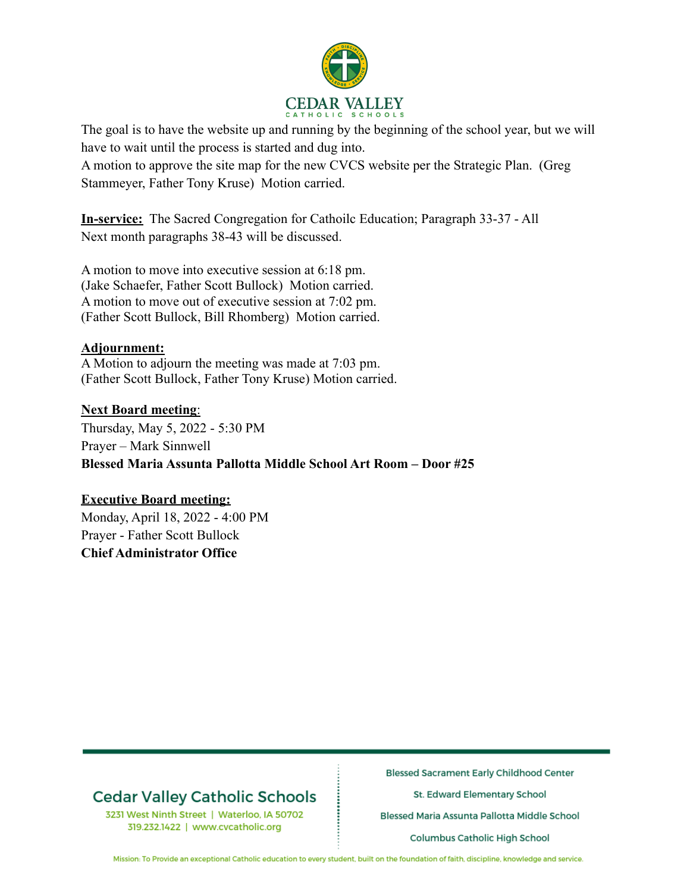The goal is to have the website up and running by the beginning of the school year, but we will have to wait until the process is started and dug into.
A motion to approve the site map for the new CVCS website per the Strategic Plan. (Greg Stammeyer, Father Tony Kruse) Motion carried.

**In-service:** The Sacred Congregation for Cathoilc Education; Paragraph 33-37 - All
Next month paragraphs 38-43 will be discussed.

A motion to move into executive session at 6:18 pm.
(Jake Schaefer, Father Scott Bullock) Motion carried.
A motion to move out of executive session at 7:02 pm.
(Father Scott Bullock, Bill Rhomberg) Motion carried.

**Adjournment:**
A Motion to adjourn the meeting was made at 7:03 pm.
(Father Scott Bullock, Father Tony Kruse) Motion carried.

**Next Board meeting**:
Thursday, May 5, 2022 - 5:30 PM
Prayer – Mark Sinnwell
**Blessed Maria Assunta Pallotta Middle School Art Room – Door #25**

**Executive Board meeting:**
Monday, April 18, 2022 - 4:00 PM
Prayer - Father Scott Bullock
**Chief Administrator Office**